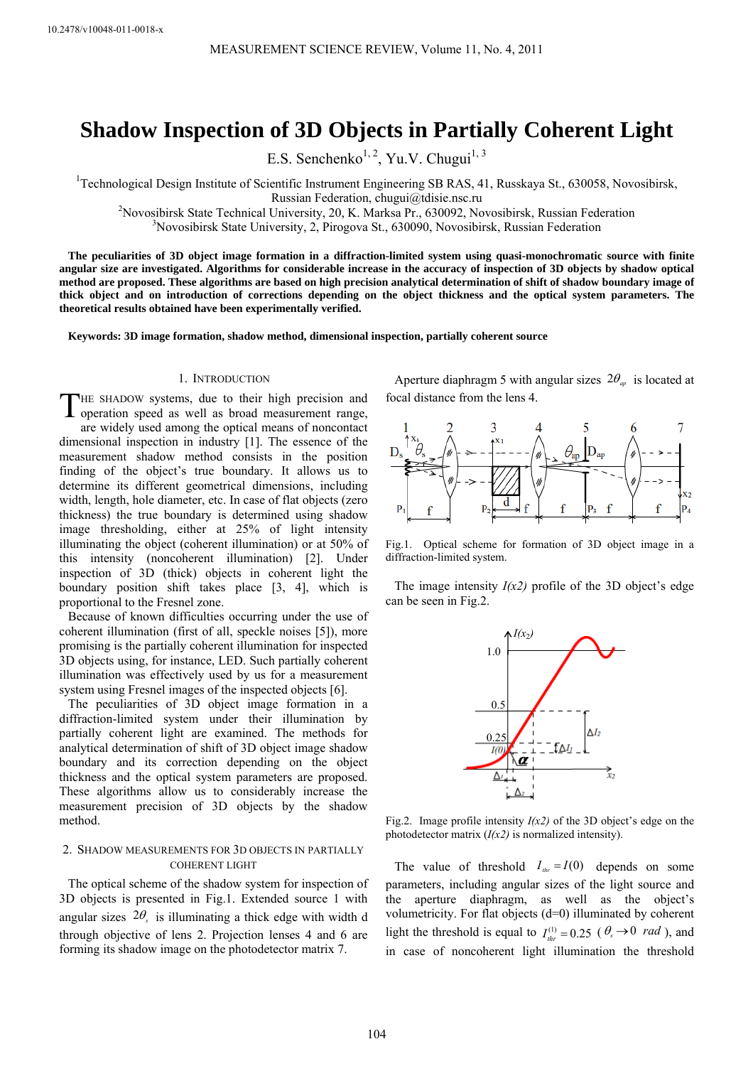10.2478/v10048-011-0018-x

# Shadow Inspection of 3D Objects in Partially Coherent Light

E.S. Senchenko[1, 2], Yu.V. Chugui[1, 3]

[1]Technological Design Institute of Scientific Instrument Engineering SB RAS, 41, Russkaya St., 630058, Novosibirsk, Russian Federation, chugui@tdisie.nsc.ru
[2]Novosibirsk State Technical University, 20, K. Marksa Pr., 630092, Novosibirsk, Russian Federation
[3]Novosibirsk State University, 2, Pirogova St., 630090, Novosibirsk, Russian Federation

**The peculiarities of 3D object image formation in a diffraction-limited system using quasi-monochromatic source with finite angular size are investigated. Algorithms for considerable increase in the accuracy of inspection of 3D objects by shadow optical method are proposed. These algorithms are based on high precision analytical determination of shift of shadow boundary image of thick object and on introduction of corrections depending on the object thickness and the optical system parameters. The theoretical results obtained have been experimentally verified.**

**Keywords: 3D image formation, shadow method, dimensional inspection, partially coherent source**

## 1. Introduction

The shadow systems, due to their high precision and operation speed as well as broad measurement range, are widely used among the optical means of noncontact dimensional inspection in industry [1]. The essence of the measurement shadow method consists in the position finding of the object's true boundary. It allows us to determine its different geometrical dimensions, including width, length, hole diameter, etc. In case of flat objects (zero thickness) the true boundary is determined using shadow image thresholding, either at 25% of light intensity illuminating the object (coherent illumination) or at 50% of this intensity (noncoherent illumination) [2]. Under inspection of 3D (thick) objects in coherent light the boundary position shift takes place [3, 4], which is proportional to the Fresnel zone.

Because of known difficulties occurring under the use of coherent illumination (first of all, speckle noises [5]), more promising is the partially coherent illumination for inspected 3D objects using, for instance, LED. Such partially coherent illumination was effectively used by us for a measurement system using Fresnel images of the inspected objects [6].

The peculiarities of 3D object image formation in a diffraction-limited system under their illumination by partially coherent light are examined. The methods for analytical determination of shift of 3D object image shadow boundary and its correction depending on the object thickness and the optical system parameters are proposed. These algorithms allow us to considerably increase the measurement precision of 3D objects by the shadow method.

## 2. Shadow measurements for 3D objects in partially coherent light

The optical scheme of the shadow system for inspection of 3D objects is presented in Fig.1. Extended source 1 with angular sizes $2\theta_s$ is illuminating a thick edge with width d through objective of lens 2. Projection lenses 4 and 6 are forming its shadow image on the photodetector matrix 7. Aperture diaphragm 5 with angular sizes $2\theta_{ap}$ is located at focal distance from the lens 4.

Fig.1. Optical scheme for formation of 3D object image in a diffraction-limited system.

The image intensity $I(x2)$ profile of the 3D object's edge can be seen in Fig.2.

Fig.2. Image profile intensity $I(x2)$ of the 3D object's edge on the photodetector matrix ($I(x2)$ is normalized intensity).

The value of threshold $I_{thr} = I(0)$ depends on some parameters, including angular sizes of the light source and the aperture diaphragm, as well as the object's volumetricity. For flat objects (d=0) illuminated by coherent light the threshold is equal to $I_{thr}^{(1)} = 0.25$ ($\theta_s \to 0$ $rad$), and in case of noncoherent light illumination the threshold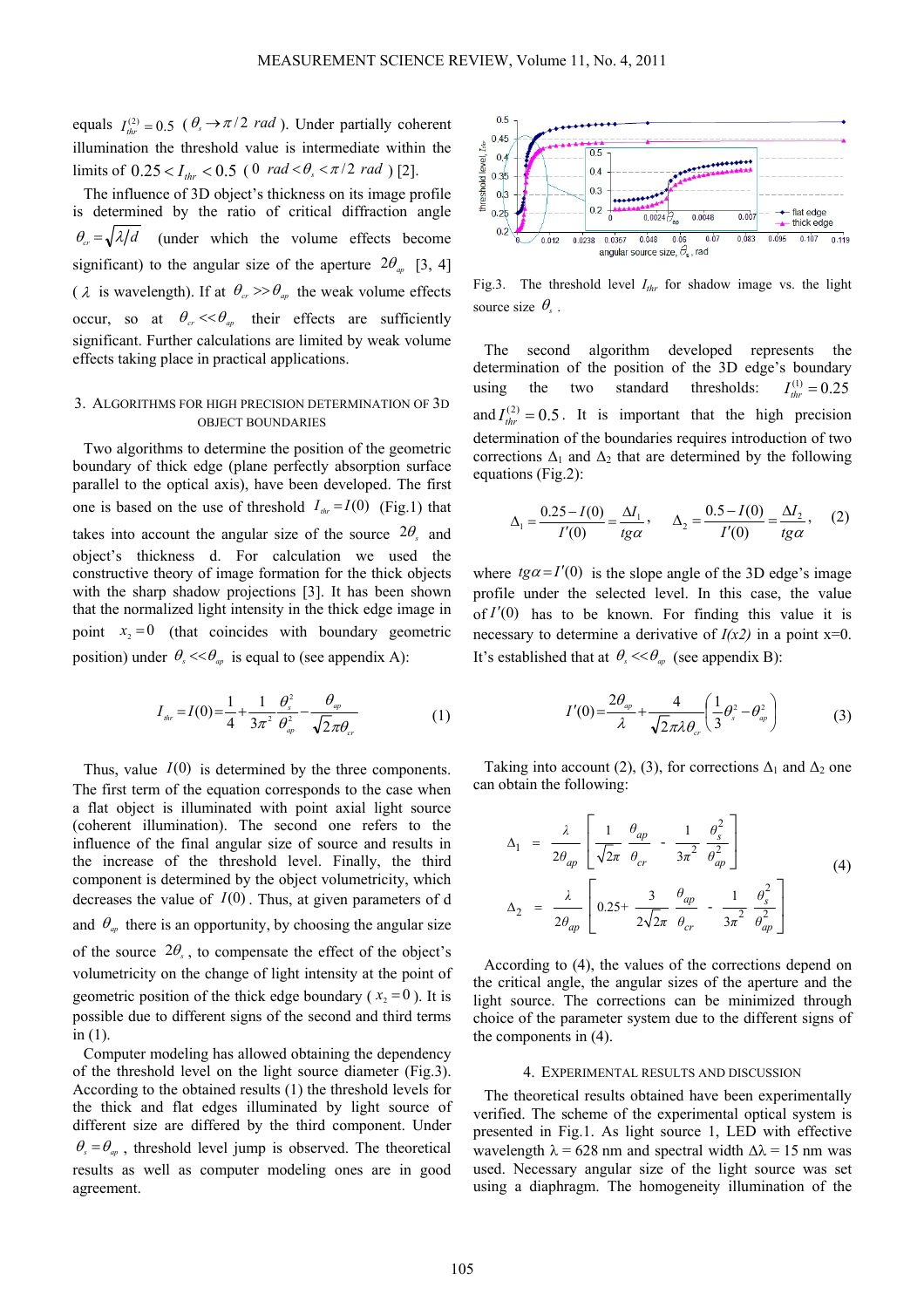equals $I_{thr}^{(2)} = 0.5$ ($\theta_s \to \pi/2$ rad). Under partially coherent illumination the threshold value is intermediate within the limits of $0.25 < I_{thr} < 0.5$ ($0$ rad $< \theta_s < \pi/2$ rad) [2].

The influence of 3D object's thickness on its image profile is determined by the ratio of critical diffraction angle $\theta_{cr} = \sqrt{\lambda/d}$ (under which the volume effects become significant) to the angular size of the aperture $2\theta_{ap}$ [3, 4] ($\lambda$ is wavelength). If at $\theta_{cr} >> \theta_{ap}$ the weak volume effects occur, so at $\theta_{cr} << \theta_{ap}$ their effects are sufficiently significant. Further calculations are limited by weak volume effects taking place in practical applications.

## 3. Algorithms for high precision determination of 3D object boundaries

Two algorithms to determine the position of the geometric boundary of thick edge (plane perfectly absorption surface parallel to the optical axis), have been developed. The first one is based on the use of threshold $I_{thr} = I(0)$ (Fig.1) that takes into account the angular size of the source $2\theta_s$ and object's thickness d. For calculation we used the constructive theory of image formation for the thick objects with the sharp shadow projections [3]. It has been shown that the normalized light intensity in the thick edge image in point $x_2 = 0$ (that coincides with boundary geometric position) under $\theta_s << \theta_{ap}$ is equal to (see appendix A):

$$I_{thr} = I(0) = \frac{1}{4} + \frac{1}{3\pi^2}\frac{\theta_s^2}{\theta_{ap}^2} - \frac{\theta_{ap}}{\sqrt{2\pi}\theta_{cr}} \qquad (1)$$

Thus, value $I(0)$ is determined by the three components. The first term of the equation corresponds to the case when a flat object is illuminated with point axial light source (coherent illumination). The second one refers to the influence of the final angular size of source and results in the increase of the threshold level. Finally, the third component is determined by the object volumetricity, which decreases the value of $I(0)$. Thus, at given parameters of d and $\theta_{ap}$ there is an opportunity, by choosing the angular size of the source $2\theta_s$, to compensate the effect of the object's volumetricity on the change of light intensity at the point of geometric position of the thick edge boundary ($x_2 = 0$). It is possible due to different signs of the second and third terms in (1).

Computer modeling has allowed obtaining the dependency of the threshold level on the light source diameter (Fig.3). According to the obtained results (1) the threshold levels for the thick and flat edges illuminated by light source of different size are differed by the third component. Under $\theta_s = \theta_{ap}$, threshold level jump is observed. The theoretical results as well as computer modeling ones are in good agreement.

Fig.3. The threshold level $I_{thr}$ for shadow image vs. the light source size $\theta_s$.

The second algorithm developed represents the determination of the position of the 3D edge's boundary using the two standard thresholds: $I_{thr}^{(1)} = 0.25$ and $I_{thr}^{(2)} = 0.5$. It is important that the high precision determination of the boundaries requires introduction of two corrections $\Delta_1$ and $\Delta_2$ that are determined by the following equations (Fig.2):

$$\Delta_1 = \frac{0.25 - I(0)}{I'(0)} = \frac{\Delta I_1}{tg\alpha}, \qquad \Delta_2 = \frac{0.5 - I(0)}{I'(0)} = \frac{\Delta I_2}{tg\alpha}, \qquad (2)$$

where $tg\alpha = I'(0)$ is the slope angle of the 3D edge's image profile under the selected level. In this case, the value of $I'(0)$ has to be known. For finding this value it is necessary to determine a derivative of $I(x2)$ in a point x=0. It's established that at $\theta_s << \theta_{ap}$ (see appendix B):

$$I'(0) = \frac{2\theta_{ap}}{\lambda} + \frac{4}{\sqrt{2\pi\lambda}\theta_{cr}}\left(\frac{1}{3}\theta_s^2 - \theta_{ap}^2\right) \qquad (3)$$

Taking into account (2), (3), for corrections $\Delta_1$ and $\Delta_2$ one can obtain the following:

$$\Delta_1 = \frac{\lambda}{2\theta_{ap}}\left[\frac{1}{\sqrt{2\pi}}\frac{\theta_{ap}}{\theta_{cr}} - \frac{1}{3\pi^2}\frac{\theta_s^2}{\theta_{ap}^2}\right]$$
$$\Delta_2 = \frac{\lambda}{2\theta_{ap}}\left[0.25 + \frac{3}{2\sqrt{2\pi}}\frac{\theta_{ap}}{\theta_{cr}} - \frac{1}{3\pi^2}\frac{\theta_s^2}{\theta_{ap}^2}\right] \qquad (4)$$

According to (4), the values of the corrections depend on the critical angle, the angular sizes of the aperture and the light source. The corrections can be minimized through choice of the parameter system due to the different signs of the components in (4).

## 4. Experimental results and discussion

The theoretical results obtained have been experimentally verified. The scheme of the experimental optical system is presented in Fig.1. As light source 1, LED with effective wavelength λ = 628 nm and spectral width Δλ = 15 nm was used. Necessary angular size of the light source was set using a diaphragm. The homogeneity illumination of the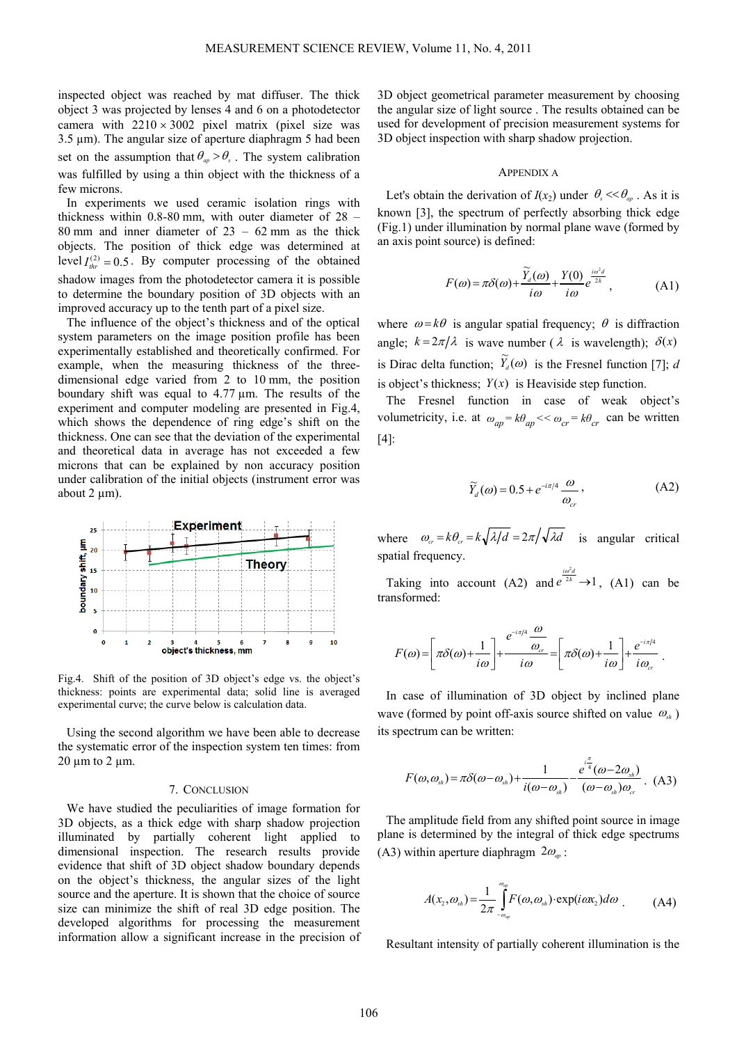inspected object was reached by mat diffuser. The thick object 3 was projected by lenses 4 and 6 on a photodetector camera with $2210 \times 3002$ pixel matrix (pixel size was 3.5 µm). The angular size of aperture diaphragm 5 had been set on the assumption that $\theta_{ap} > \theta_s$. The system calibration was fulfilled by using a thin object with the thickness of a few microns.

In experiments we used ceramic isolation rings with thickness within 0.8-80 mm, with outer diameter of 28 – 80 mm and inner diameter of 23 – 62 mm as the thick objects. The position of thick edge was determined at level $I_{thr}^{(2)} = 0.5$. By computer processing of the obtained shadow images from the photodetector camera it is possible to determine the boundary position of 3D objects with an improved accuracy up to the tenth part of a pixel size.

The influence of the object's thickness and of the optical system parameters on the image position profile has been experimentally established and theoretically confirmed. For example, when the measuring thickness of the three-dimensional edge varied from 2 to 10 mm, the position boundary shift was equal to 4.77 µm. The results of the experiment and computer modeling are presented in Fig.4, which shows the dependence of ring edge's shift on the thickness. One can see that the deviation of the experimental and theoretical data in average has not exceeded a few microns that can be explained by non accuracy position under calibration of the initial objects (instrument error was about 2 µm).

Fig.4. Shift of the position of 3D object's edge vs. the object's thickness: points are experimental data; solid line is averaged experimental curve; the curve below is calculation data.

Using the second algorithm we have been able to decrease the systematic error of the inspection system ten times: from 20 µm to 2 µm.

## 7. Conclusion

We have studied the peculiarities of image formation for 3D objects, as a thick edge with sharp shadow projection illuminated by partially coherent light applied to dimensional inspection. The research results provide evidence that shift of 3D object shadow boundary depends on the object's thickness, the angular sizes of the light source and the aperture. It is shown that the choice of source size can minimize the shift of real 3D edge position. The developed algorithms for processing the measurement information allow a significant increase in the precision of 3D object geometrical parameter measurement by choosing the angular size of light source . The results obtained can be used for development of precision measurement systems for 3D object inspection with sharp shadow projection.

## Appendix A

Let's obtain the derivation of $I(x_2)$ under $\theta_s \ll \theta_{ap}$. As it is known [3], the spectrum of perfectly absorbing thick edge (Fig.1) under illumination by normal plane wave (formed by an axis point source) is defined:

$$F(\omega) = \pi\delta(\omega) + \frac{\widetilde{Y}_d(\omega)}{i\omega} + \frac{Y(0)}{i\omega} e^{\frac{i\omega^2 d}{2k}}, \tag{A1}$$

where $\omega = k\theta$ is angular spatial frequency; $\theta$ is diffraction angle; $k = 2\pi/\lambda$ is wave number ($\lambda$ is wavelength); $\delta(x)$ is Dirac delta function; $\widetilde{Y}_d(\omega)$ is the Fresnel function [7]; $d$ is object's thickness; $Y(x)$ is Heaviside step function.

The Fresnel function in case of weak object's volumetricity, i.e. at $\omega_{ap} = k\theta_{ap} \ll \omega_{cr} = k\theta_{cr}$ can be written [4]:

$$\widetilde{Y}_d(\omega) = 0.5 + e^{-i\pi/4} \frac{\omega}{\omega_{cr}}, \tag{A2}$$

where $\omega_{cr} = k\theta_{cr} = k\sqrt{\lambda/d} = 2\pi/\sqrt{\lambda d}$ is angular critical spatial frequency.

Taking into account (A2) and $e^{\frac{i\omega^2 d}{2k}} \to 1$, (A1) can be transformed:

$$F(\omega) = \left[\pi\delta(\omega) + \frac{1}{i\omega}\right] + \frac{e^{-i\pi/4}\dfrac{\omega}{\omega_{cr}}}{i\omega} = \left[\pi\delta(\omega) + \frac{1}{i\omega}\right] + \frac{e^{-i\pi/4}}{i\omega_{cr}}.$$

In case of illumination of 3D object by inclined plane wave (formed by point off-axis source shifted on value $\omega_{sh}$) its spectrum can be written:

$$F(\omega, \omega_{sh}) = \pi\delta(\omega - \omega_{sh}) + \frac{1}{i(\omega - \omega_{sh})} - \frac{e^{i\frac{\pi}{4}}(\omega - 2\omega_{sh})}{(\omega - \omega_{sh})\omega_{cr}}. \tag{A3}$$

The amplitude field from any shifted point source in image plane is determined by the integral of thick edge spectrums (A3) within aperture diaphragm $2\omega_{ap}$:

$$A(x_2, \omega_{sh}) = \frac{1}{2\pi} \int_{-\omega_{ap}}^{\omega_{ap}} F(\omega, \omega_{sh}) \cdot \exp(i\omega x_2) d\omega. \tag{A4}$$

Resultant intensity of partially coherent illumination is the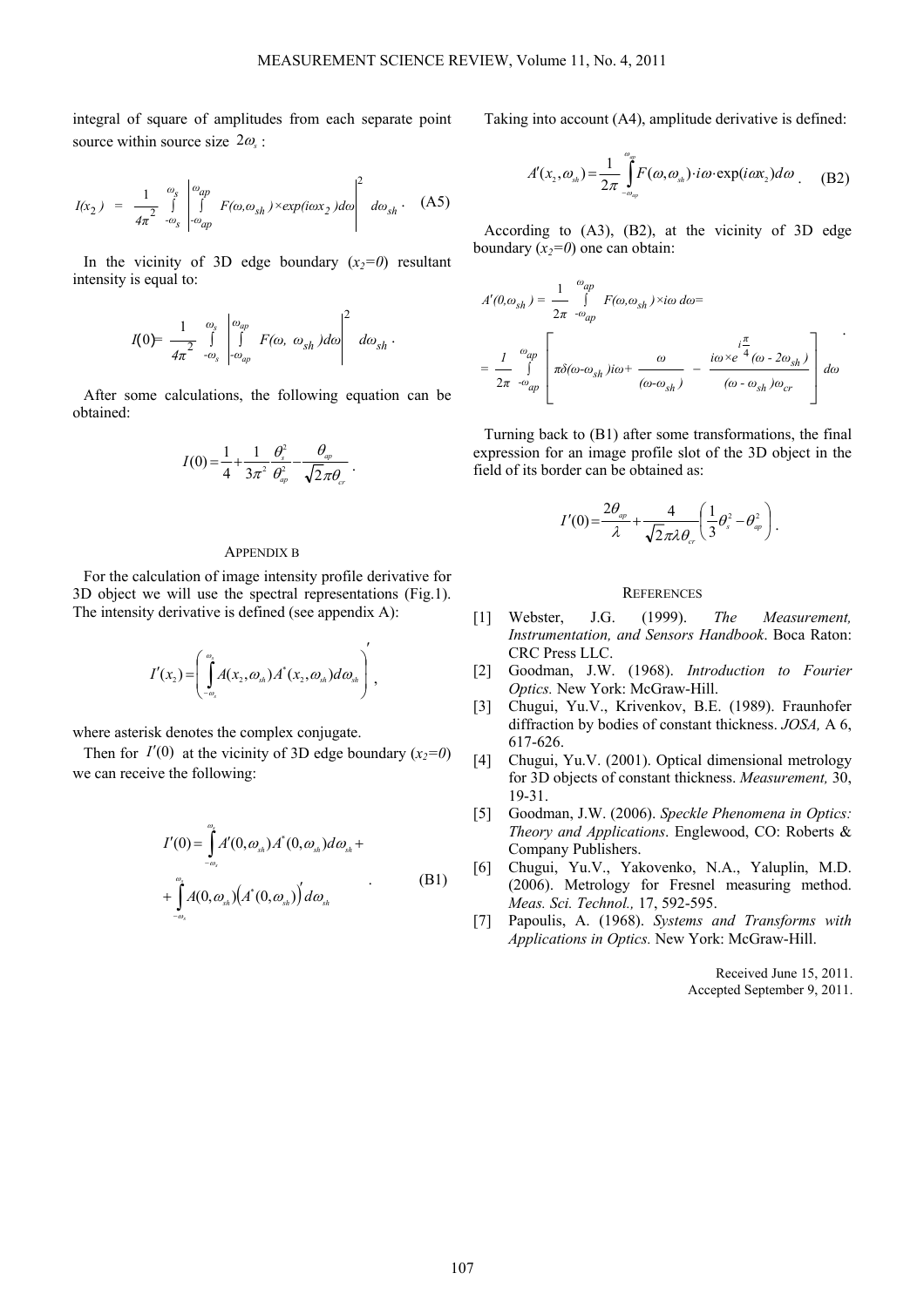integral of square of amplitudes from each separate point source within source size $2\omega_s$ :

$$I(x_2) = \frac{1}{4\pi^2}\int_{-\omega_s}^{\omega_s}\left|\int_{-\omega_{ap}}^{\omega_{ap}} F(\omega,\omega_{sh})\times\exp(i\omega x_2)d\omega\right|^2 d\omega_{sh}. \quad \text{(A5)}$$

In the vicinity of 3D edge boundary ($x_2=0$) resultant intensity is equal to:

$$I(0) = \frac{1}{4\pi^2}\int_{-\omega_s}^{\omega_s}\left|\int_{-\omega_{ap}}^{\omega_{ap}} F(\omega,\ \omega_{sh})d\omega\right|^2 d\omega_{sh}.$$

After some calculations, the following equation can be obtained:

$$I(0) = \frac{1}{4} + \frac{1}{3\pi^2}\frac{\theta_s^2}{\theta_{ap}^2} - \frac{\theta_{ap}}{\sqrt{2\pi\theta_{cr}}}.$$

## APPENDIX B

For the calculation of image intensity profile derivative for 3D object we will use the spectral representations (Fig.1). The intensity derivative is defined (see appendix A):

$$I'(x_2) = \left(\int_{-\omega_s}^{\omega_s} A(x_2,\omega_{sh})A^*(x_2,\omega_{sh})d\omega_{sh}\right)',$$

where asterisk denotes the complex conjugate.

Then for $I'(0)$ at the vicinity of 3D edge boundary ($x_2=0$) we can receive the following:

$$I'(0) = \int_{-\omega_s}^{\omega_s} A'(0,\omega_{sh})A^*(0,\omega_{sh})d\omega_{sh} + \int_{-\omega_s}^{\omega_s} A(0,\omega_{sh})\left(A^*(0,\omega_{sh})\right)' d\omega_{sh}. \quad \text{(B1)}$$

Taking into account (A4), amplitude derivative is defined:

$$A'(x_2,\omega_{sh}) = \frac{1}{2\pi}\int_{-\omega_{ap}}^{\omega_{ap}} F(\omega,\omega_{sh})\cdot i\omega\cdot\exp(i\omega x_2)d\omega. \quad \text{(B2)}$$

According to (A3), (B2), at the vicinity of 3D edge boundary ($x_2=0$) one can obtain:

$$A'(0,\omega_{sh}) = \frac{1}{2\pi}\int_{-\omega_{ap}}^{\omega_{ap}} F(\omega,\omega_{sh})\times i\omega\, d\omega =$$

$$= \frac{1}{2\pi}\int_{-\omega_{ap}}^{\omega_{ap}}\left[\pi\delta(\omega-\omega_{sh})i\omega + \frac{\omega}{(\omega-\omega_{sh})} - \frac{i\omega\times e^{i\frac{\pi}{4}}(\omega-2\omega_{sh})}{(\omega-\omega_{sh})\omega_{cr}}\right]d\omega.$$

Turning back to (B1) after some transformations, the final expression for an image profile slot of the 3D object in the field of its border can be obtained as:

$$I'(0) = \frac{2\theta_{ap}}{\lambda} + \frac{4}{\sqrt{2\pi\lambda\theta_{cr}}}\left(\frac{1}{3}\theta_s^2 - \theta_{ap}^2\right).$$

## REFERENCES

[1] Webster, J.G. (1999). *The Measurement, Instrumentation, and Sensors Handbook*. Boca Raton: CRC Press LLC.

[2] Goodman, J.W. (1968). *Introduction to Fourier Optics.* New York: McGraw-Hill.

[3] Chugui, Yu.V., Krivenkov, B.E. (1989). Fraunhofer diffraction by bodies of constant thickness. *JOSA,* A 6, 617-626.

[4] Chugui, Yu.V. (2001). Optical dimensional metrology for 3D objects of constant thickness. *Measurement,* 30, 19-31.

[5] Goodman, J.W. (2006). *Speckle Phenomena in Optics: Theory and Applications*. Englewood, CO: Roberts & Company Publishers.

[6] Chugui, Yu.V., Yakovenko, N.A., Yaluplin, M.D. (2006). Metrology for Fresnel measuring method. *Meas. Sci. Technol.,* 17, 592-595.

[7] Papoulis, A. (1968). *Systems and Transforms with Applications in Optics.* New York: McGraw-Hill.

Received June 15, 2011.
Accepted September 9, 2011.